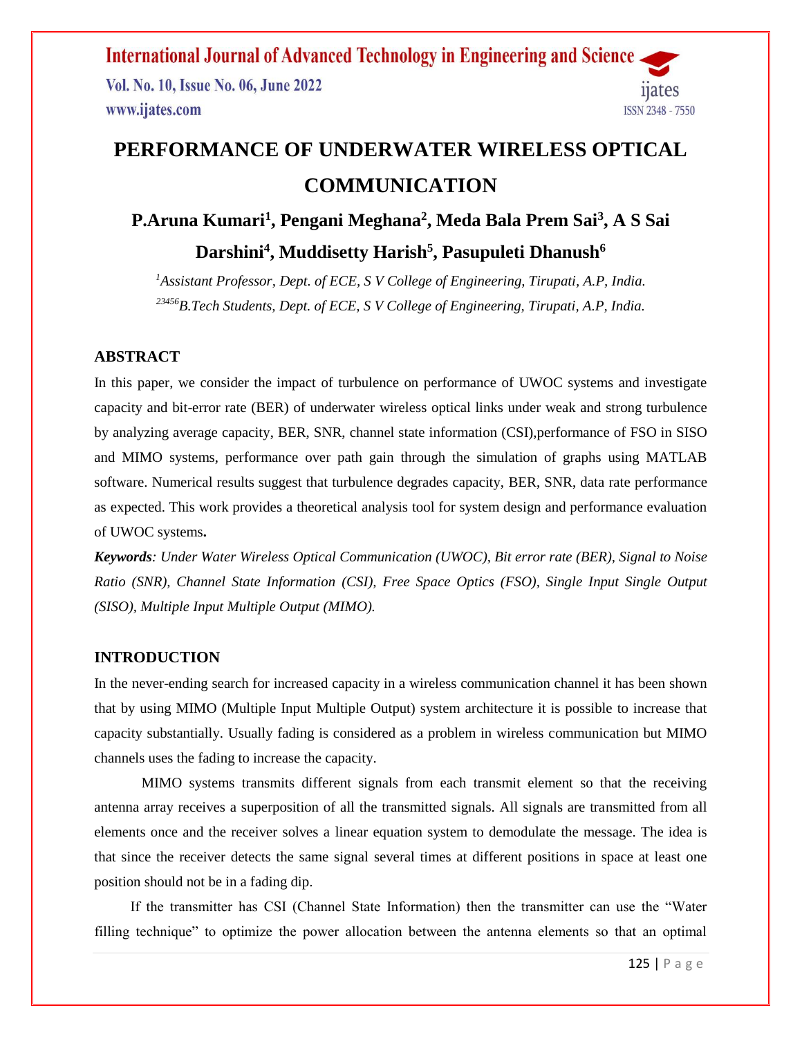# PERFORMANCE OF UNDERWATER WIRELESS OPTICAL COMMUNICATION

## P.Aruna Kumari[1], Pengani Meghana[2], Meda Bala Prem Sai[3], A S Sai Darshini[4], Muddisetty Harish[5], Pasupuleti Dhanush[6]

*[1]Assistant Professor, Dept. of ECE, S V College of Engineering, Tirupati, A.P, India.*
*[23456]B.Tech Students, Dept. of ECE, S V College of Engineering, Tirupati, A.P, India.*

### ABSTRACT

In this paper, we consider the impact of turbulence on performance of UWOC systems and investigate capacity and bit-error rate (BER) of underwater wireless optical links under weak and strong turbulence by analyzing average capacity, BER, SNR, channel state information (CSI),performance of FSO in SISO and MIMO systems, performance over path gain through the simulation of graphs using MATLAB software. Numerical results suggest that turbulence degrades capacity, BER, SNR, data rate performance as expected. This work provides a theoretical analysis tool for system design and performance evaluation of UWOC systems**.**

***Keywords****: Under Water Wireless Optical Communication (UWOC), Bit error rate (BER), Signal to Noise Ratio (SNR), Channel State Information (CSI), Free Space Optics (FSO), Single Input Single Output (SISO), Multiple Input Multiple Output (MIMO).*

### INTRODUCTION

In the never-ending search for increased capacity in a wireless communication channel it has been shown that by using MIMO (Multiple Input Multiple Output) system architecture it is possible to increase that capacity substantially. Usually fading is considered as a problem in wireless communication but MIMO channels uses the fading to increase the capacity.

MIMO systems transmits different signals from each transmit element so that the receiving antenna array receives a superposition of all the transmitted signals. All signals are transmitted from all elements once and the receiver solves a linear equation system to demodulate the message. The idea is that since the receiver detects the same signal several times at different positions in space at least one position should not be in a fading dip.

If the transmitter has CSI (Channel State Information) then the transmitter can use the "Water filling technique" to optimize the power allocation between the antenna elements so that an optimal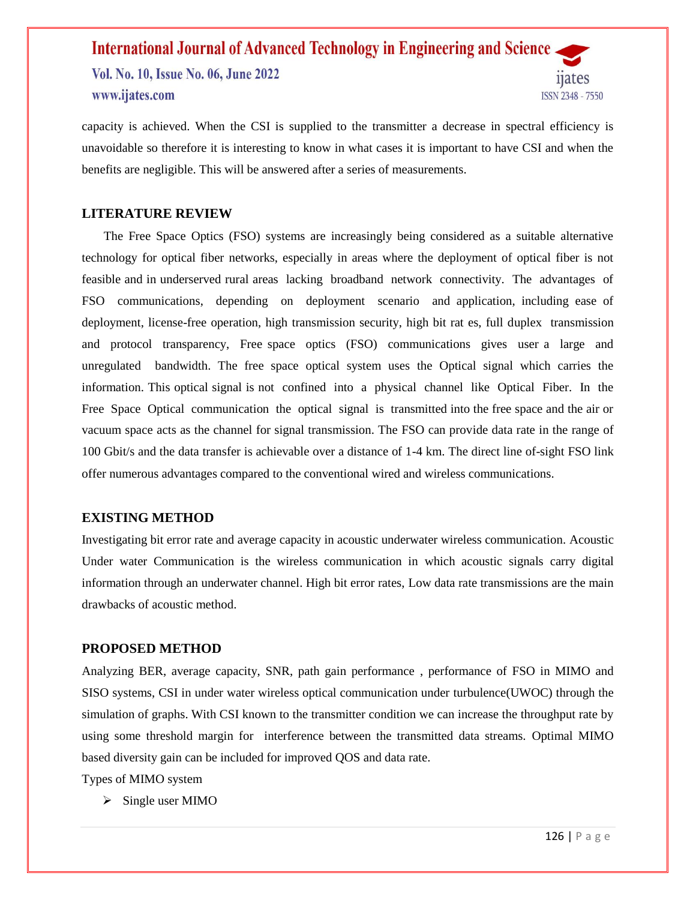capacity is achieved. When the CSI is supplied to the transmitter a decrease in spectral efficiency is unavoidable so therefore it is interesting to know in what cases it is important to have CSI and when the benefits are negligible. This will be answered after a series of measurements.

## LITERATURE REVIEW

The Free Space Optics (FSO) systems are increasingly being considered as a suitable alternative technology for optical fiber networks, especially in areas where the deployment of optical fiber is not feasible and in underserved rural areas lacking broadband network connectivity. The advantages of FSO communications, depending on deployment scenario and application, including ease of deployment, license-free operation, high transmission security, high bit rat es, full duplex transmission and protocol transparency, Free space optics (FSO) communications gives user a large and unregulated bandwidth. The free space optical system uses the Optical signal which carries the information. This optical signal is not confined into a physical channel like Optical Fiber. In the Free Space Optical communication the optical signal is transmitted into the free space and the air or vacuum space acts as the channel for signal transmission. The FSO can provide data rate in the range of 100 Gbit/s and the data transfer is achievable over a distance of 1-4 km. The direct line of-sight FSO link offer numerous advantages compared to the conventional wired and wireless communications.

## EXISTING METHOD

Investigating bit error rate and average capacity in acoustic underwater wireless communication. Acoustic Under water Communication is the wireless communication in which acoustic signals carry digital information through an underwater channel. High bit error rates, Low data rate transmissions are the main drawbacks of acoustic method.

## PROPOSED METHOD

Analyzing BER, average capacity, SNR, path gain performance , performance of FSO in MIMO and SISO systems, CSI in under water wireless optical communication under turbulence(UWOC) through the simulation of graphs. With CSI known to the transmitter condition we can increase the throughput rate by using some threshold margin for interference between the transmitted data streams. Optimal MIMO based diversity gain can be included for improved QOS and data rate.

Types of MIMO system

- Single user MIMO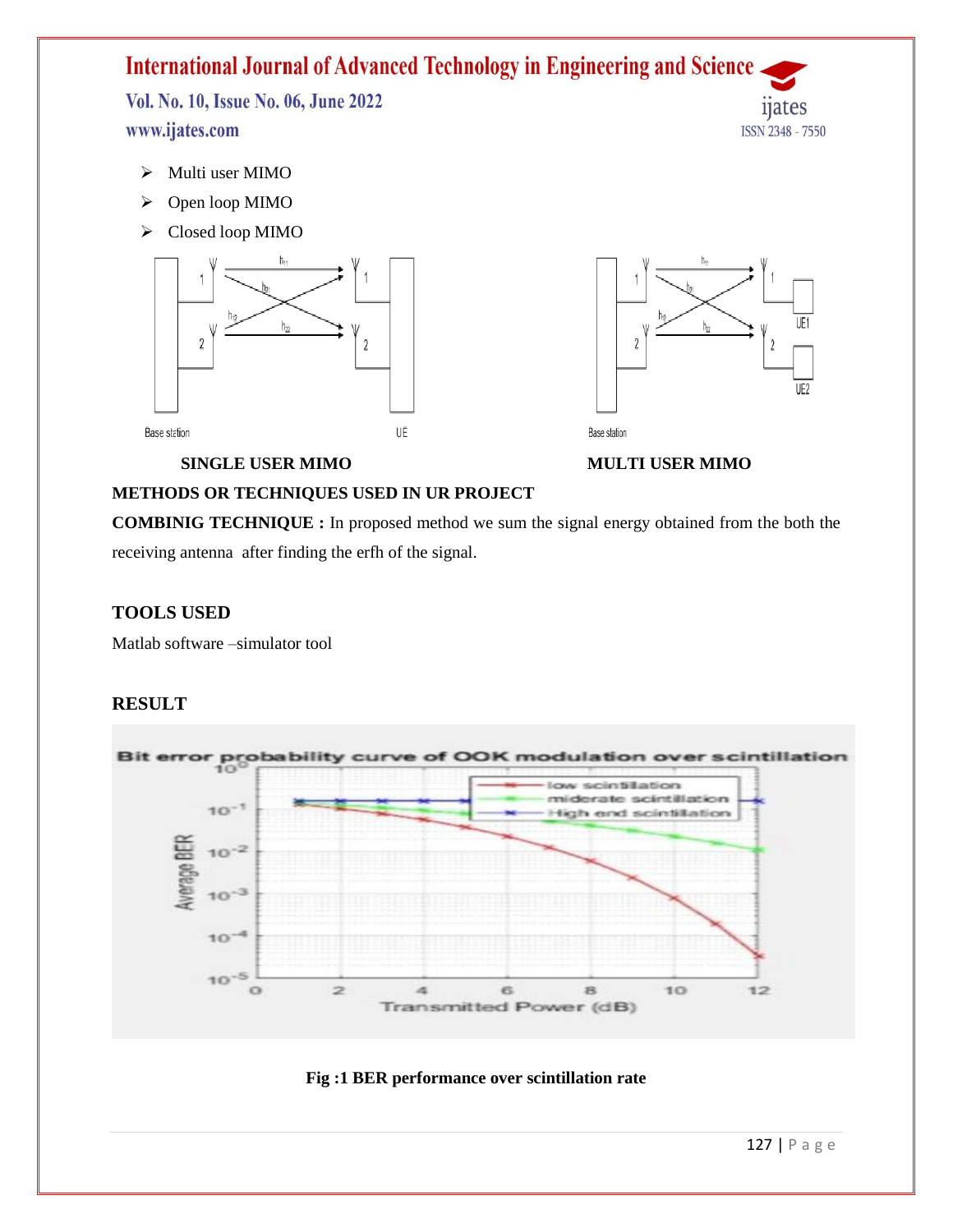- Multi user MIMO
- Open loop MIMO
- Closed loop MIMO

SINGLE USER MIMO

MULTI USER MIMO

**METHODS OR TECHNIQUES USED IN UR PROJECT**

**COMBINIG TECHNIQUE :** In proposed method we sum the signal energy obtained from the both the receiving antenna after finding the erfh of the signal.

## TOOLS USED

Matlab software –simulator tool

## RESULT

**Fig :1 BER performance over scintillation rate**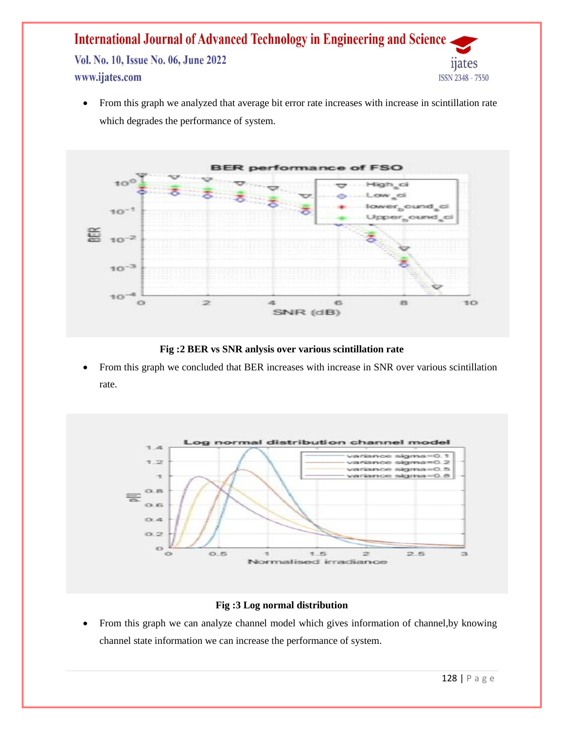- From this graph we analyzed that average bit error rate increases with increase in scintillation rate which degrades the performance of system.

**Fig :2 BER vs SNR anlysis over various scintillation rate**

- From this graph we concluded that BER increases with increase in SNR over various scintillation rate.

**Fig :3 Log normal distribution**

- From this graph we can analyze channel model which gives information of channel,by knowing channel state information we can increase the performance of system.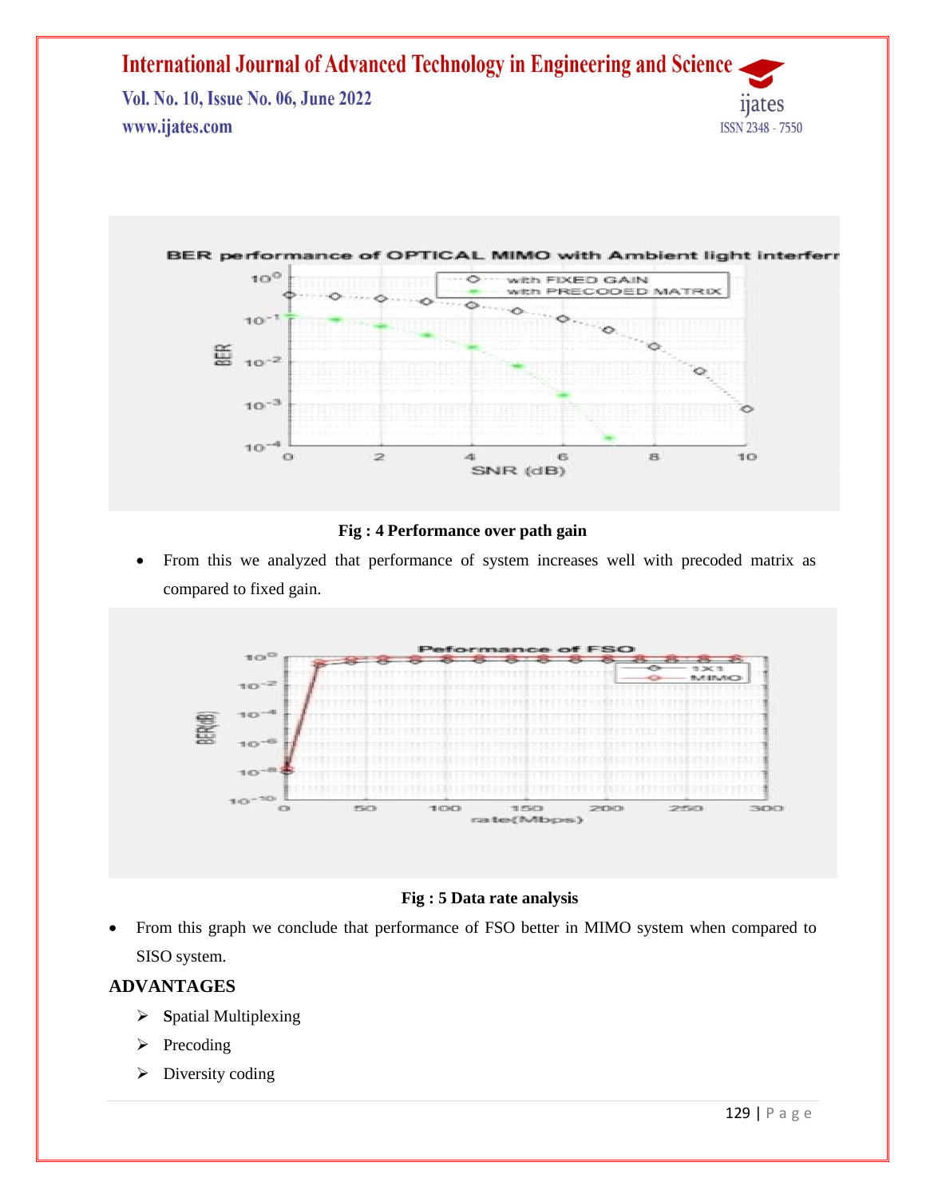**Fig : 4 Performance over path gain**

- From this we analyzed that performance of system increases well with precoded matrix as compared to fixed gain.

**Fig : 5 Data rate analysis**

- From this graph we conclude that performance of FSO better in MIMO system when compared to SISO system.

## ADVANTAGES

- Spatial Multiplexing
- Precoding
- Diversity coding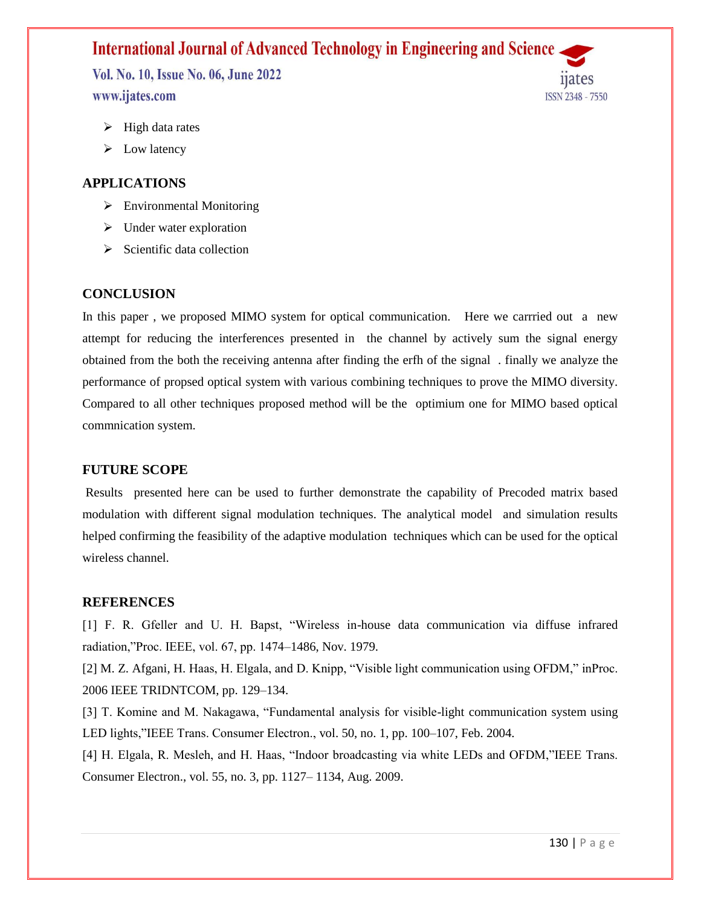- High data rates
- Low latency

## APPLICATIONS

- Environmental Monitoring
- Under water exploration
- Scientific data collection

## CONCLUSION

In this paper , we proposed MIMO system for optical communication. Here we carrried out a new attempt for reducing the interferences presented in the channel by actively sum the signal energy obtained from the both the receiving antenna after finding the erfh of the signal . finally we analyze the performance of propsed optical system with various combining techniques to prove the MIMO diversity. Compared to all other techniques proposed method will be the optimium one for MIMO based optical commnication system.

## FUTURE SCOPE

Results presented here can be used to further demonstrate the capability of Precoded matrix based modulation with different signal modulation techniques. The analytical model and simulation results helped confirming the feasibility of the adaptive modulation techniques which can be used for the optical wireless channel.

## REFERENCES

[1] F. R. Gfeller and U. H. Bapst, "Wireless in-house data communication via diffuse infrared radiation,"Proc. IEEE, vol. 67, pp. 1474–1486, Nov. 1979.

[2] M. Z. Afgani, H. Haas, H. Elgala, and D. Knipp, "Visible light communication using OFDM," inProc. 2006 IEEE TRIDNTCOM, pp. 129–134.

[3] T. Komine and M. Nakagawa, "Fundamental analysis for visible-light communication system using LED lights,"IEEE Trans. Consumer Electron., vol. 50, no. 1, pp. 100–107, Feb. 2004.

[4] H. Elgala, R. Mesleh, and H. Haas, "Indoor broadcasting via white LEDs and OFDM,"IEEE Trans. Consumer Electron., vol. 55, no. 3, pp. 1127– 1134, Aug. 2009.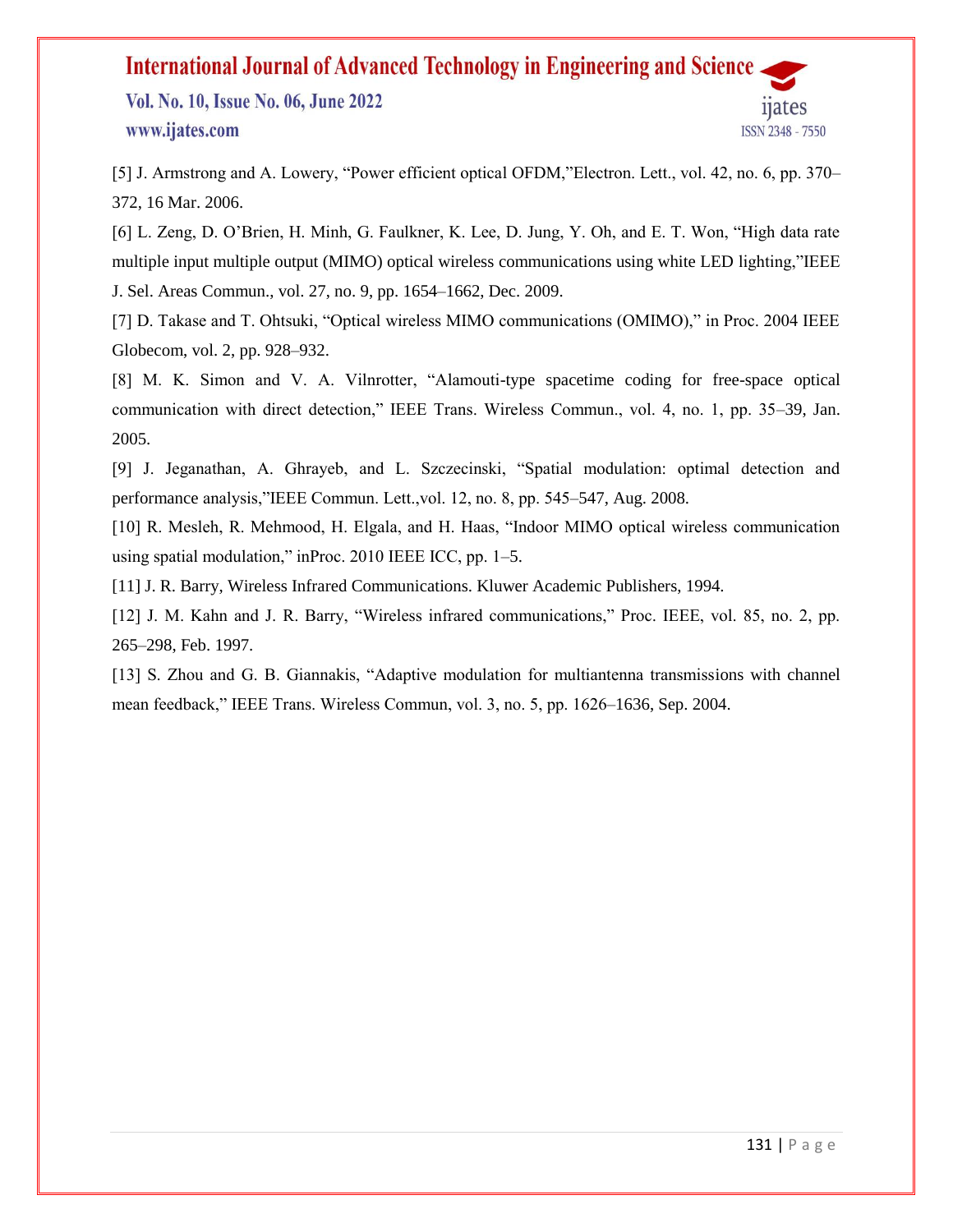[5] J. Armstrong and A. Lowery, "Power efficient optical OFDM,"Electron. Lett., vol. 42, no. 6, pp. 370–372, 16 Mar. 2006.

[6] L. Zeng, D. O'Brien, H. Minh, G. Faulkner, K. Lee, D. Jung, Y. Oh, and E. T. Won, "High data rate multiple input multiple output (MIMO) optical wireless communications using white LED lighting,"IEEE J. Sel. Areas Commun., vol. 27, no. 9, pp. 1654–1662, Dec. 2009.

[7] D. Takase and T. Ohtsuki, "Optical wireless MIMO communications (OMIMO)," in Proc. 2004 IEEE Globecom, vol. 2, pp. 928–932.

[8] M. K. Simon and V. A. Vilnrotter, "Alamouti-type spacetime coding for free-space optical communication with direct detection," IEEE Trans. Wireless Commun., vol. 4, no. 1, pp. 35–39, Jan. 2005.

[9] J. Jeganathan, A. Ghrayeb, and L. Szczecinski, "Spatial modulation: optimal detection and performance analysis,"IEEE Commun. Lett.,vol. 12, no. 8, pp. 545–547, Aug. 2008.

[10] R. Mesleh, R. Mehmood, H. Elgala, and H. Haas, "Indoor MIMO optical wireless communication using spatial modulation," inProc. 2010 IEEE ICC, pp. 1–5.

[11] J. R. Barry, Wireless Infrared Communications. Kluwer Academic Publishers, 1994.

[12] J. M. Kahn and J. R. Barry, "Wireless infrared communications," Proc. IEEE, vol. 85, no. 2, pp. 265–298, Feb. 1997.

[13] S. Zhou and G. B. Giannakis, "Adaptive modulation for multiantenna transmissions with channel mean feedback," IEEE Trans. Wireless Commun, vol. 3, no. 5, pp. 1626–1636, Sep. 2004.